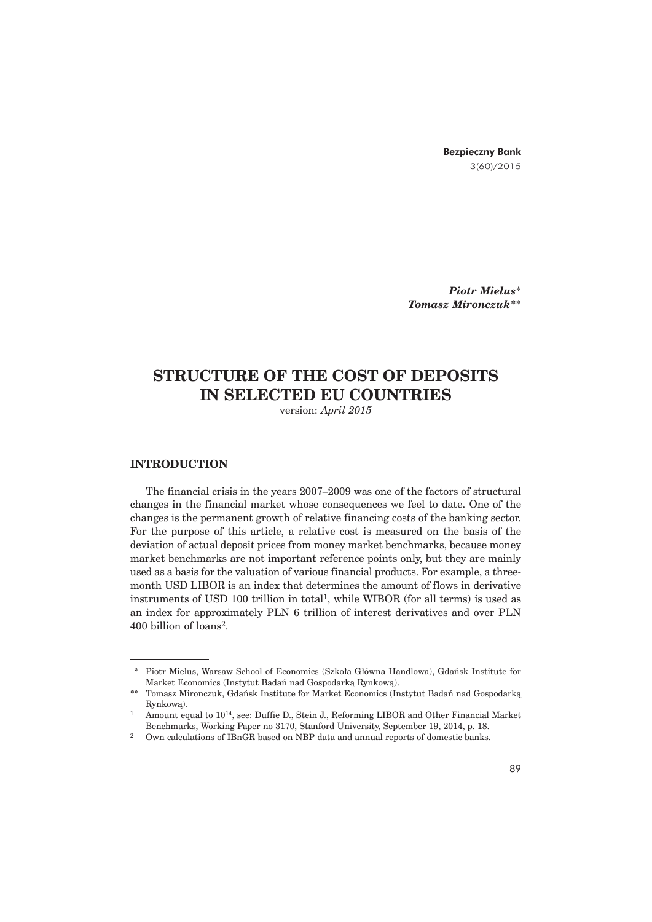*Piotr Mielus**
*Tomasz Mironczuk***

# STRUCTURE OF THE COST OF DEPOSITS IN SELECTED EU COUNTRIES

version: *April 2015*

## INTRODUCTION

The financial crisis in the years 2007–2009 was one of the factors of structural changes in the financial market whose consequences we feel to date. One of the changes is the permanent growth of relative financing costs of the banking sector. For the purpose of this article, a relative cost is measured on the basis of the deviation of actual deposit prices from money market benchmarks, because money market benchmarks are not important reference points only, but they are mainly used as a basis for the valuation of various financial products. For example, a three-month USD LIBOR is an index that determines the amount of flows in derivative instruments of USD 100 trillion in total[1], while WIBOR (for all terms) is used as an index for approximately PLN 6 trillion of interest derivatives and over PLN 400 billion of loans[2].

---

\* Piotr Mielus, Warsaw School of Economics (Szkoła Główna Handlowa), Gdańsk Institute for Market Economics (Instytut Badań nad Gospodarką Rynkową).

\*\* Tomasz Mironczuk, Gdańsk Institute for Market Economics (Instytut Badań nad Gospodarką Rynkową).

[1] Amount equal to $10^{14}$, see: Duffie D., Stein J., Reforming LIBOR and Other Financial Market Benchmarks, Working Paper no 3170, Stanford University, September 19, 2014, p. 18.

[2] Own calculations of IBnGR based on NBP data and annual reports of domestic banks.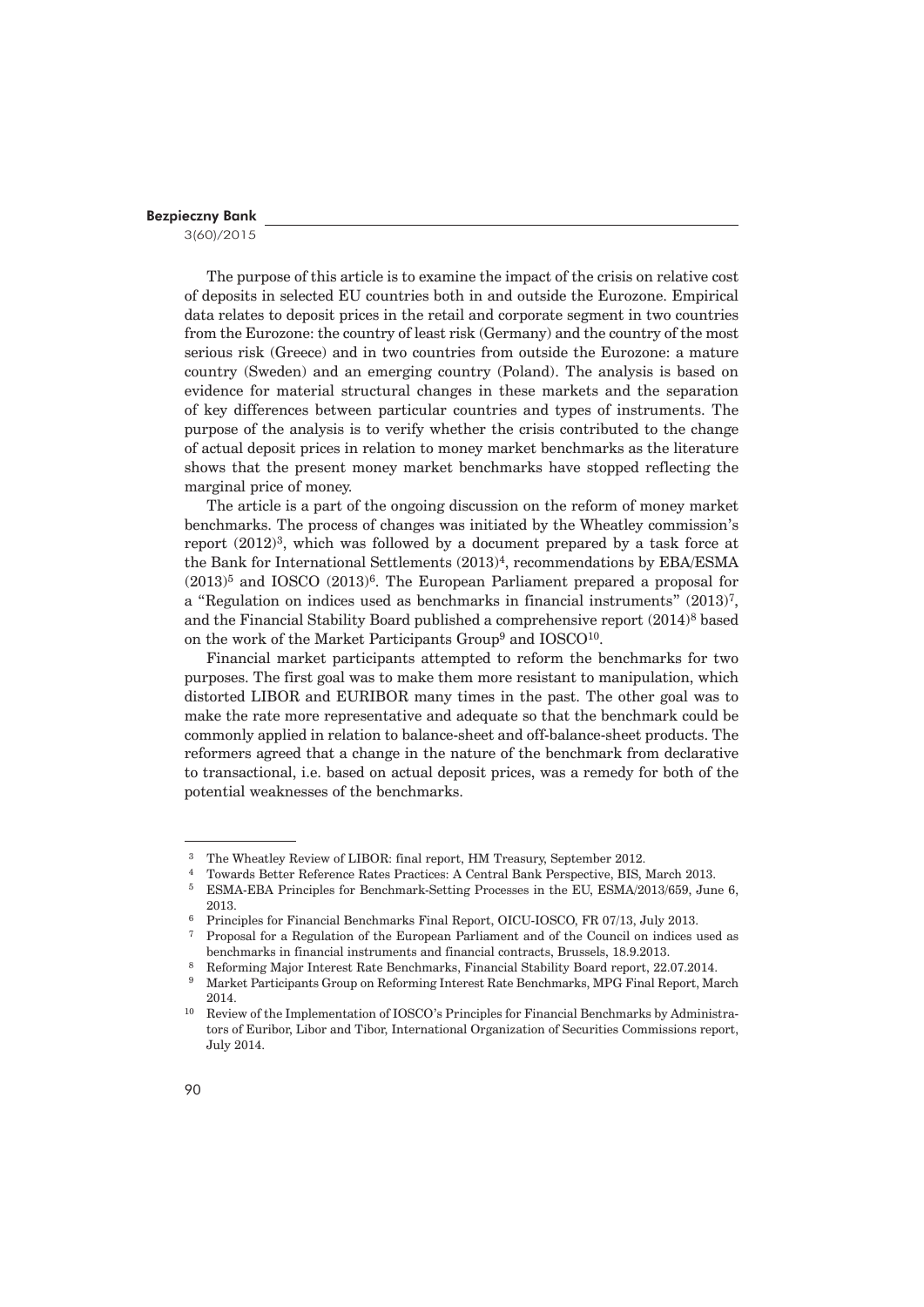The purpose of this article is to examine the impact of the crisis on relative cost of deposits in selected EU countries both in and outside the Eurozone. Empirical data relates to deposit prices in the retail and corporate segment in two countries from the Eurozone: the country of least risk (Germany) and the country of the most serious risk (Greece) and in two countries from outside the Eurozone: a mature country (Sweden) and an emerging country (Poland). The analysis is based on evidence for material structural changes in these markets and the separation of key differences between particular countries and types of instruments. The purpose of the analysis is to verify whether the crisis contributed to the change of actual deposit prices in relation to money market benchmarks as the literature shows that the present money market benchmarks have stopped reflecting the marginal price of money.

The article is a part of the ongoing discussion on the reform of money market benchmarks. The process of changes was initiated by the Wheatley commission's report (2012)[3], which was followed by a document prepared by a task force at the Bank for International Settlements (2013)[4], recommendations by EBA/ESMA (2013)[5] and IOSCO (2013)[6]. The European Parliament prepared a proposal for a "Regulation on indices used as benchmarks in financial instruments" (2013)[7], and the Financial Stability Board published a comprehensive report (2014)[8] based on the work of the Market Participants Group[9] and IOSCO[10].

Financial market participants attempted to reform the benchmarks for two purposes. The first goal was to make them more resistant to manipulation, which distorted LIBOR and EURIBOR many times in the past. The other goal was to make the rate more representative and adequate so that the benchmark could be commonly applied in relation to balance-sheet and off-balance-sheet products. The reformers agreed that a change in the nature of the benchmark from declarative to transactional, i.e. based on actual deposit prices, was a remedy for both of the potential weaknesses of the benchmarks.

---

[3] The Wheatley Review of LIBOR: final report, HM Treasury, September 2012.

[4] Towards Better Reference Rates Practices: A Central Bank Perspective, BIS, March 2013.

[5] ESMA-EBA Principles for Benchmark-Setting Processes in the EU, ESMA/2013/659, June 6, 2013.

[6] Principles for Financial Benchmarks Final Report, OICU-IOSCO, FR 07/13, July 2013.

[7] Proposal for a Regulation of the European Parliament and of the Council on indices used as benchmarks in financial instruments and financial contracts, Brussels, 18.9.2013.

[8] Reforming Major Interest Rate Benchmarks, Financial Stability Board report, 22.07.2014.

[9] Market Participants Group on Reforming Interest Rate Benchmarks, MPG Final Report, March 2014.

[10] Review of the Implementation of IOSCO's Principles for Financial Benchmarks by Administrators of Euribor, Libor and Tibor, International Organization of Securities Commissions report, July 2014.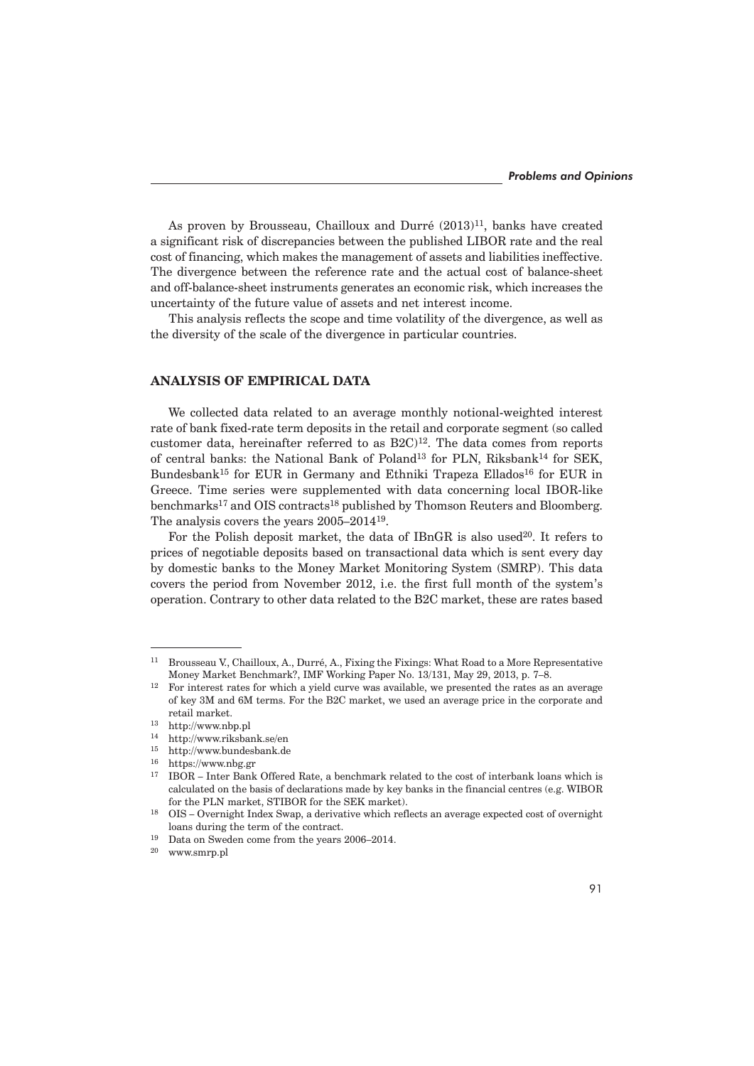As proven by Brousseau, Chailloux and Durré (2013)[11], banks have created a significant risk of discrepancies between the published LIBOR rate and the real cost of financing, which makes the management of assets and liabilities ineffective. The divergence between the reference rate and the actual cost of balance-sheet and off-balance-sheet instruments generates an economic risk, which increases the uncertainty of the future value of assets and net interest income.

This analysis reflects the scope and time volatility of the divergence, as well as the diversity of the scale of the divergence in particular countries.

## ANALYSIS OF EMPIRICAL DATA

We collected data related to an average monthly notional-weighted interest rate of bank fixed-rate term deposits in the retail and corporate segment (so called customer data, hereinafter referred to as B2C)[12]. The data comes from reports of central banks: the National Bank of Poland[13] for PLN, Riksbank[14] for SEK, Bundesbank[15] for EUR in Germany and Ethniki Trapeza Ellados[16] for EUR in Greece. Time series were supplemented with data concerning local IBOR-like benchmarks[17] and OIS contracts[18] published by Thomson Reuters and Bloomberg. The analysis covers the years 2005–2014[19].

For the Polish deposit market, the data of IBnGR is also used[20]. It refers to prices of negotiable deposits based on transactional data which is sent every day by domestic banks to the Money Market Monitoring System (SMRP). This data covers the period from November 2012, i.e. the first full month of the system's operation. Contrary to other data related to the B2C market, these are rates based

---

[11] Brousseau V., Chailloux, A., Durré, A., Fixing the Fixings: What Road to a More Representative Money Market Benchmark?, IMF Working Paper No. 13/131, May 29, 2013, p. 7–8.

[12] For interest rates for which a yield curve was available, we presented the rates as an average of key 3M and 6M terms. For the B2C market, we used an average price in the corporate and retail market.

[13] http://www.nbp.pl

[14] http://www.riksbank.se/en

[15] http://www.bundesbank.de

[16] https://www.nbg.gr

[17] IBOR – Inter Bank Offered Rate, a benchmark related to the cost of interbank loans which is calculated on the basis of declarations made by key banks in the financial centres (e.g. WIBOR for the PLN market, STIBOR for the SEK market).

[18] OIS – Overnight Index Swap, a derivative which reflects an average expected cost of overnight loans during the term of the contract.

[19] Data on Sweden come from the years 2006–2014.

[20] www.smrp.pl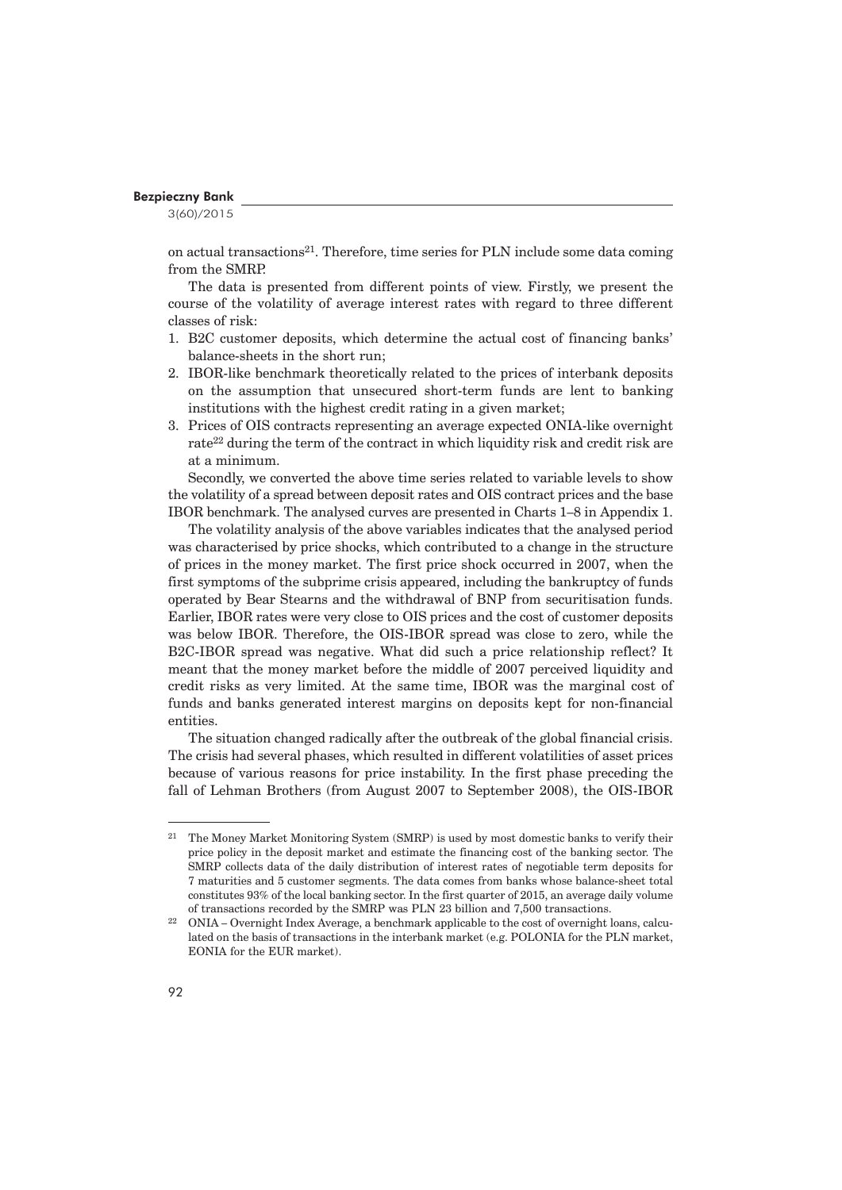on actual transactions[21]. Therefore, time series for PLN include some data coming from the SMRP.

The data is presented from different points of view. Firstly, we present the course of the volatility of average interest rates with regard to three different classes of risk:

1. B2C customer deposits, which determine the actual cost of financing banks' balance-sheets in the short run;
2. IBOR-like benchmark theoretically related to the prices of interbank deposits on the assumption that unsecured short-term funds are lent to banking institutions with the highest credit rating in a given market;
3. Prices of OIS contracts representing an average expected ONIA-like overnight rate[22] during the term of the contract in which liquidity risk and credit risk are at a minimum.

Secondly, we converted the above time series related to variable levels to show the volatility of a spread between deposit rates and OIS contract prices and the base IBOR benchmark. The analysed curves are presented in Charts 1–8 in Appendix 1.

The volatility analysis of the above variables indicates that the analysed period was characterised by price shocks, which contributed to a change in the structure of prices in the money market. The first price shock occurred in 2007, when the first symptoms of the subprime crisis appeared, including the bankruptcy of funds operated by Bear Stearns and the withdrawal of BNP from securitisation funds. Earlier, IBOR rates were very close to OIS prices and the cost of customer deposits was below IBOR. Therefore, the OIS-IBOR spread was close to zero, while the B2C-IBOR spread was negative. What did such a price relationship reflect? It meant that the money market before the middle of 2007 perceived liquidity and credit risks as very limited. At the same time, IBOR was the marginal cost of funds and banks generated interest margins on deposits kept for non-financial entities.

The situation changed radically after the outbreak of the global financial crisis. The crisis had several phases, which resulted in different volatilities of asset prices because of various reasons for price instability. In the first phase preceding the fall of Lehman Brothers (from August 2007 to September 2008), the OIS-IBOR

---

[21] The Money Market Monitoring System (SMRP) is used by most domestic banks to verify their price policy in the deposit market and estimate the financing cost of the banking sector. The SMRP collects data of the daily distribution of interest rates of negotiable term deposits for 7 maturities and 5 customer segments. The data comes from banks whose balance-sheet total constitutes 93% of the local banking sector. In the first quarter of 2015, an average daily volume of transactions recorded by the SMRP was PLN 23 billion and 7,500 transactions.

[22] ONIA – Overnight Index Average, a benchmark applicable to the cost of overnight loans, calculated on the basis of transactions in the interbank market (e.g. POLONIA for the PLN market, EONIA for the EUR market).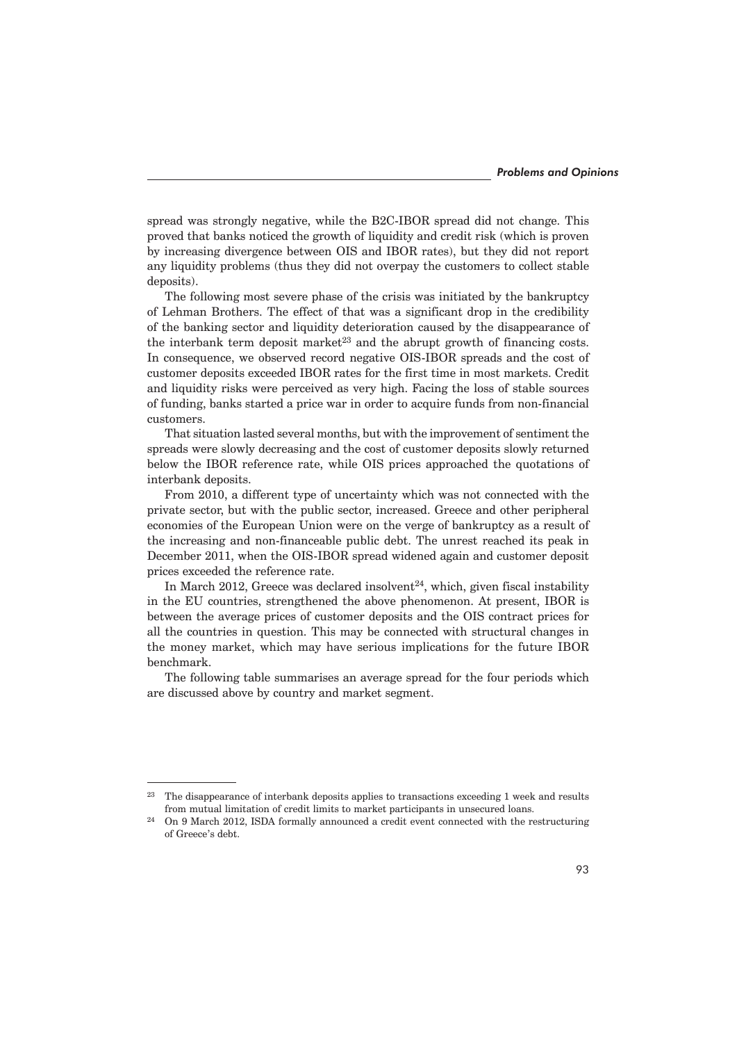spread was strongly negative, while the B2C-IBOR spread did not change. This proved that banks noticed the growth of liquidity and credit risk (which is proven by increasing divergence between OIS and IBOR rates), but they did not report any liquidity problems (thus they did not overpay the customers to collect stable deposits).

The following most severe phase of the crisis was initiated by the bankruptcy of Lehman Brothers. The effect of that was a significant drop in the credibility of the banking sector and liquidity deterioration caused by the disappearance of the interbank term deposit market[23] and the abrupt growth of financing costs. In consequence, we observed record negative OIS-IBOR spreads and the cost of customer deposits exceeded IBOR rates for the first time in most markets. Credit and liquidity risks were perceived as very high. Facing the loss of stable sources of funding, banks started a price war in order to acquire funds from non-financial customers.

That situation lasted several months, but with the improvement of sentiment the spreads were slowly decreasing and the cost of customer deposits slowly returned below the IBOR reference rate, while OIS prices approached the quotations of interbank deposits.

From 2010, a different type of uncertainty which was not connected with the private sector, but with the public sector, increased. Greece and other peripheral economies of the European Union were on the verge of bankruptcy as a result of the increasing and non-financeable public debt. The unrest reached its peak in December 2011, when the OIS-IBOR spread widened again and customer deposit prices exceeded the reference rate.

In March 2012, Greece was declared insolvent[24], which, given fiscal instability in the EU countries, strengthened the above phenomenon. At present, IBOR is between the average prices of customer deposits and the OIS contract prices for all the countries in question. This may be connected with structural changes in the money market, which may have serious implications for the future IBOR benchmark.

The following table summarises an average spread for the four periods which are discussed above by country and market segment.

[23] The disappearance of interbank deposits applies to transactions exceeding 1 week and results from mutual limitation of credit limits to market participants in unsecured loans.

[24] On 9 March 2012, ISDA formally announced a credit event connected with the restructuring of Greece's debt.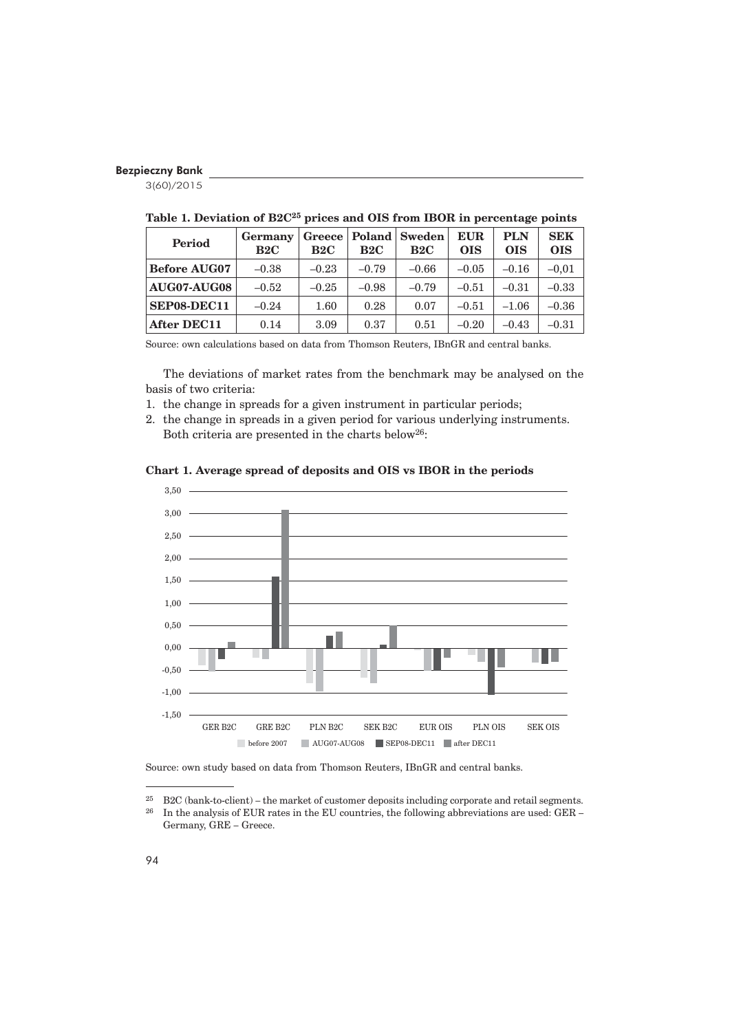**Table 1. Deviation of B2C[25] prices and OIS from IBOR in percentage points**

| Period | Germany B2C | Greece B2C | Poland B2C | Sweden B2C | EUR OIS | PLN OIS | SEK OIS |
|---|---|---|---|---|---|---|---|
| **Before AUG07** | –0.38 | –0.23 | –0.79 | –0.66 | –0.05 | –0.16 | –0,01 |
| **AUG07-AUG08** | –0.52 | –0.25 | –0.98 | –0.79 | –0.51 | –0.31 | –0.33 |
| **SEP08-DEC11** | –0.24 | 1.60 | 0.28 | 0.07 | –0.51 | –1.06 | –0.36 |
| **After DEC11** | 0.14 | 3.09 | 0.37 | 0.51 | –0.20 | –0.43 | –0.31 |

Source: own calculations based on data from Thomson Reuters, IBnGR and central banks.

The deviations of market rates from the benchmark may be analysed on the basis of two criteria:

1. the change in spreads for a given instrument in particular periods;
2. the change in spreads in a given period for various underlying instruments.

Both criteria are presented in the charts below[26]:

**Chart 1. Average spread of deposits and OIS vs IBOR in the periods**

Source: own study based on data from Thomson Reuters, IBnGR and central banks.

---

[25] B2C (bank-to-client) – the market of customer deposits including corporate and retail segments.

[26] In the analysis of EUR rates in the EU countries, the following abbreviations are used: GER – Germany, GRE – Greece.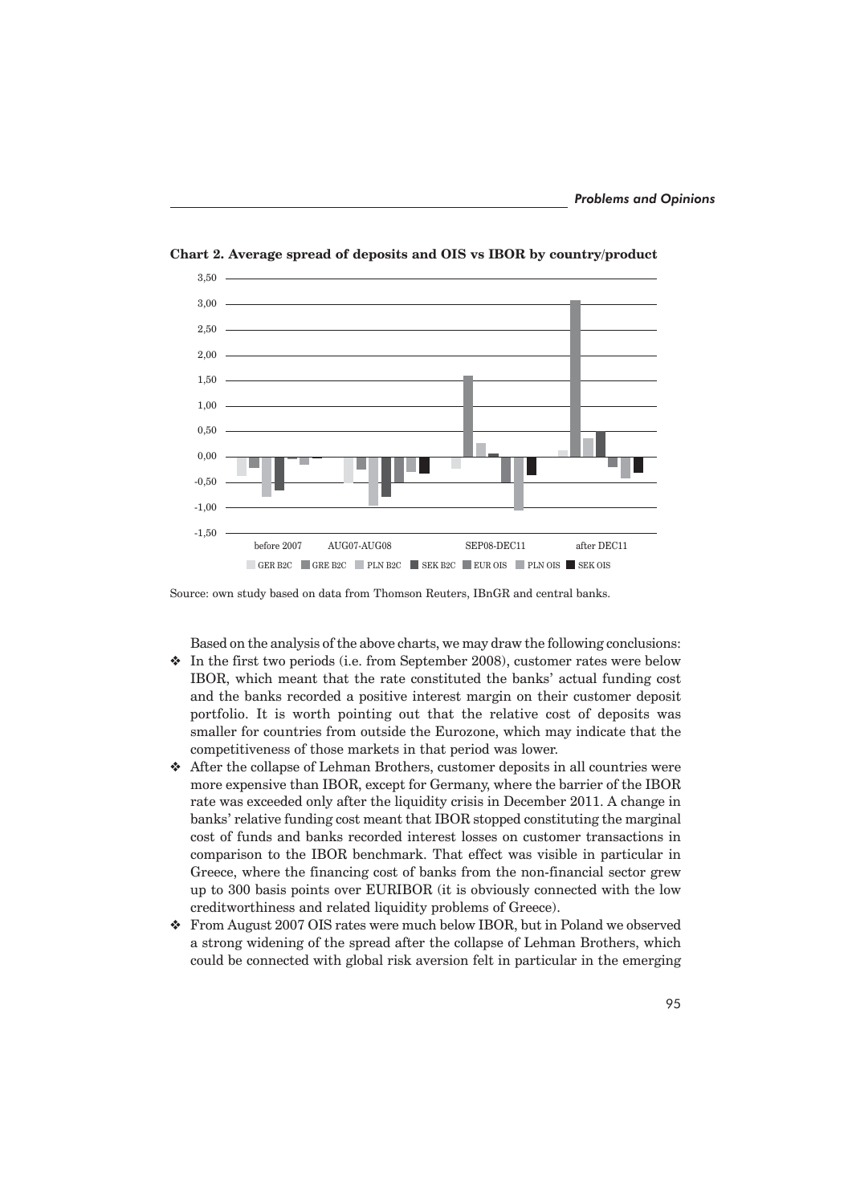**Chart 2. Average spread of deposits and OIS vs IBOR by country/product**

Source: own study based on data from Thomson Reuters, IBnGR and central banks.

Based on the analysis of the above charts, we may draw the following conclusions:

- ❖ In the first two periods (i.e. from September 2008), customer rates were below IBOR, which meant that the rate constituted the banks' actual funding cost and the banks recorded a positive interest margin on their customer deposit portfolio. It is worth pointing out that the relative cost of deposits was smaller for countries from outside the Eurozone, which may indicate that the competitiveness of those markets in that period was lower.
- ❖ After the collapse of Lehman Brothers, customer deposits in all countries were more expensive than IBOR, except for Germany, where the barrier of the IBOR rate was exceeded only after the liquidity crisis in December 2011. A change in banks' relative funding cost meant that IBOR stopped constituting the marginal cost of funds and banks recorded interest losses on customer transactions in comparison to the IBOR benchmark. That effect was visible in particular in Greece, where the financing cost of banks from the non-financial sector grew up to 300 basis points over EURIBOR (it is obviously connected with the low creditworthiness and related liquidity problems of Greece).
- ❖ From August 2007 OIS rates were much below IBOR, but in Poland we observed a strong widening of the spread after the collapse of Lehman Brothers, which could be connected with global risk aversion felt in particular in the emerging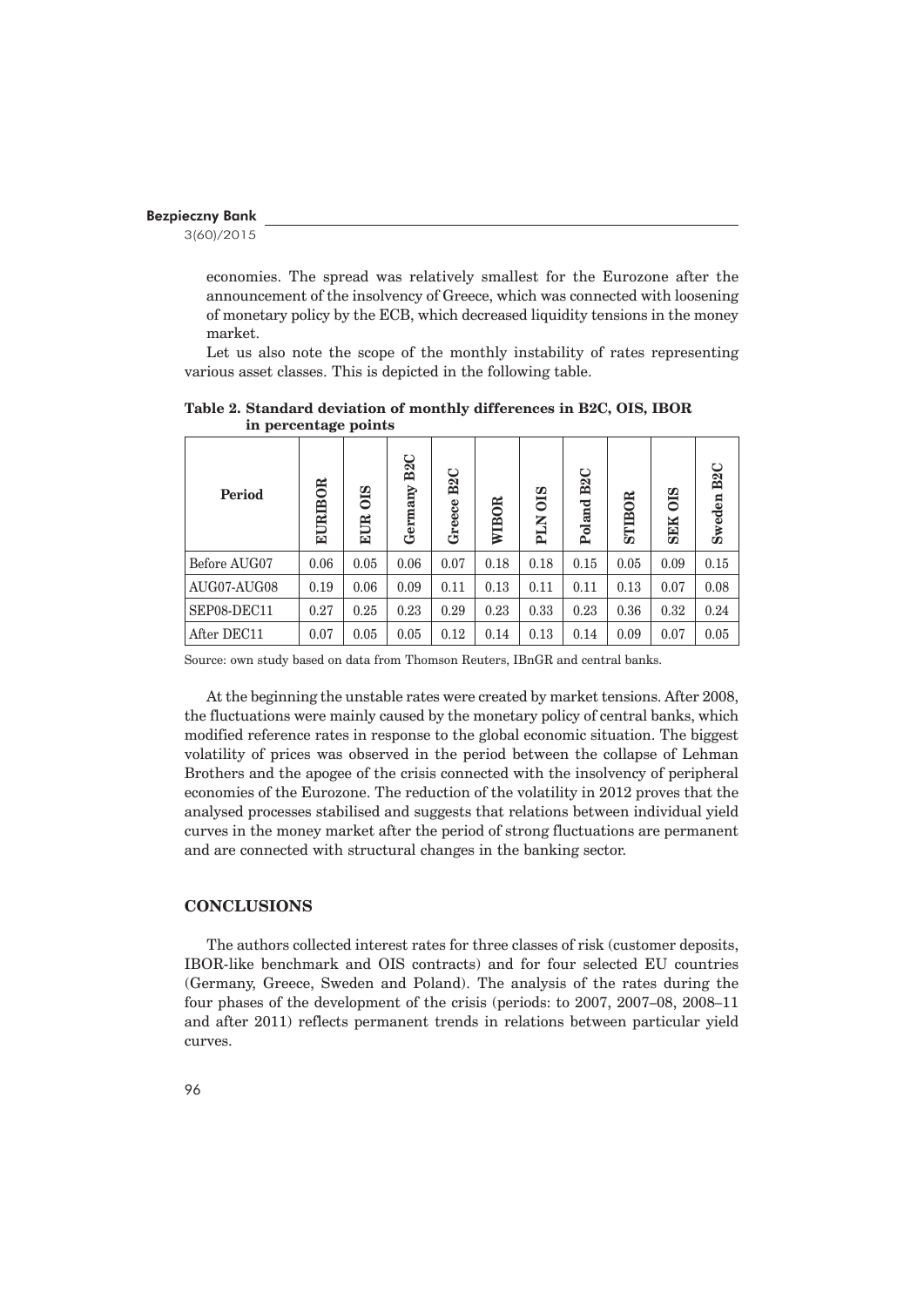economies. The spread was relatively smallest for the Eurozone after the announcement of the insolvency of Greece, which was connected with loosening of monetary policy by the ECB, which decreased liquidity tensions in the money market.

Let us also note the scope of the monthly instability of rates representing various asset classes. This is depicted in the following table.

**Table 2. Standard deviation of monthly differences in B2C, OIS, IBOR in percentage points**

| Period | EURIBOR | EUR OIS | Germany B2C | Greece B2C | WIBOR | PLN OIS | Poland B2C | STIBOR | SEK OIS | Sweden B2C |
|---|---|---|---|---|---|---|---|---|---|---|
| Before AUG07 | 0.06 | 0.05 | 0.06 | 0.07 | 0.18 | 0.18 | 0.15 | 0.05 | 0.09 | 0.15 |
| AUG07-AUG08 | 0.19 | 0.06 | 0.09 | 0.11 | 0.13 | 0.11 | 0.11 | 0.13 | 0.07 | 0.08 |
| SEP08-DEC11 | 0.27 | 0.25 | 0.23 | 0.29 | 0.23 | 0.33 | 0.23 | 0.36 | 0.32 | 0.24 |
| After DEC11 | 0.07 | 0.05 | 0.05 | 0.12 | 0.14 | 0.13 | 0.14 | 0.09 | 0.07 | 0.05 |

Source: own study based on data from Thomson Reuters, IBnGR and central banks.

At the beginning the unstable rates were created by market tensions. After 2008, the fluctuations were mainly caused by the monetary policy of central banks, which modified reference rates in response to the global economic situation. The biggest volatility of prices was observed in the period between the collapse of Lehman Brothers and the apogee of the crisis connected with the insolvency of peripheral economies of the Eurozone. The reduction of the volatility in 2012 proves that the analysed processes stabilised and suggests that relations between individual yield curves in the money market after the period of strong fluctuations are permanent and are connected with structural changes in the banking sector.

## CONCLUSIONS

The authors collected interest rates for three classes of risk (customer deposits, IBOR-like benchmark and OIS contracts) and for four selected EU countries (Germany, Greece, Sweden and Poland). The analysis of the rates during the four phases of the development of the crisis (periods: to 2007, 2007–08, 2008–11 and after 2011) reflects permanent trends in relations between particular yield curves.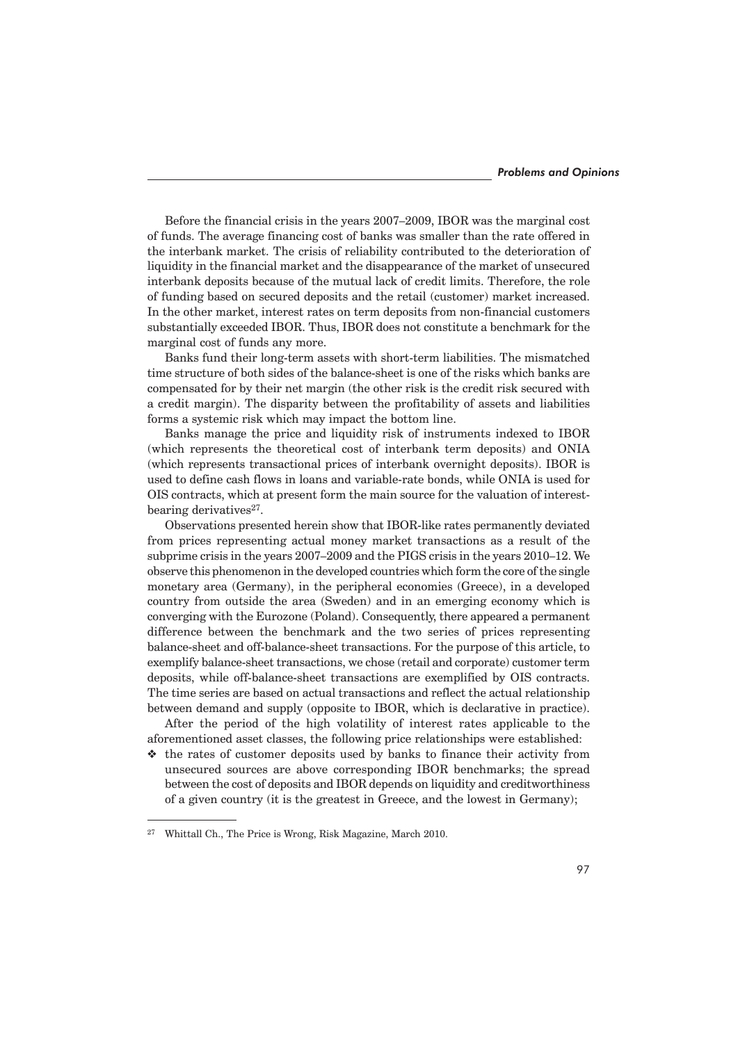Before the financial crisis in the years 2007–2009, IBOR was the marginal cost of funds. The average financing cost of banks was smaller than the rate offered in the interbank market. The crisis of reliability contributed to the deterioration of liquidity in the financial market and the disappearance of the market of unsecured interbank deposits because of the mutual lack of credit limits. Therefore, the role of funding based on secured deposits and the retail (customer) market increased. In the other market, interest rates on term deposits from non-financial customers substantially exceeded IBOR. Thus, IBOR does not constitute a benchmark for the marginal cost of funds any more.

Banks fund their long-term assets with short-term liabilities. The mismatched time structure of both sides of the balance-sheet is one of the risks which banks are compensated for by their net margin (the other risk is the credit risk secured with a credit margin). The disparity between the profitability of assets and liabilities forms a systemic risk which may impact the bottom line.

Banks manage the price and liquidity risk of instruments indexed to IBOR (which represents the theoretical cost of interbank term deposits) and ONIA (which represents transactional prices of interbank overnight deposits). IBOR is used to define cash flows in loans and variable-rate bonds, while ONIA is used for OIS contracts, which at present form the main source for the valuation of interest-bearing derivatives[27].

Observations presented herein show that IBOR-like rates permanently deviated from prices representing actual money market transactions as a result of the subprime crisis in the years 2007–2009 and the PIGS crisis in the years 2010–12. We observe this phenomenon in the developed countries which form the core of the single monetary area (Germany), in the peripheral economies (Greece), in a developed country from outside the area (Sweden) and in an emerging economy which is converging with the Eurozone (Poland). Consequently, there appeared a permanent difference between the benchmark and the two series of prices representing balance-sheet and off-balance-sheet transactions. For the purpose of this article, to exemplify balance-sheet transactions, we chose (retail and corporate) customer term deposits, while off-balance-sheet transactions are exemplified by OIS contracts. The time series are based on actual transactions and reflect the actual relationship between demand and supply (opposite to IBOR, which is declarative in practice).

After the period of the high volatility of interest rates applicable to the aforementioned asset classes, the following price relationships were established:

- the rates of customer deposits used by banks to finance their activity from unsecured sources are above corresponding IBOR benchmarks; the spread between the cost of deposits and IBOR depends on liquidity and creditworthiness of a given country (it is the greatest in Greece, and the lowest in Germany);

---

[27] Whittall Ch., The Price is Wrong, Risk Magazine, March 2010.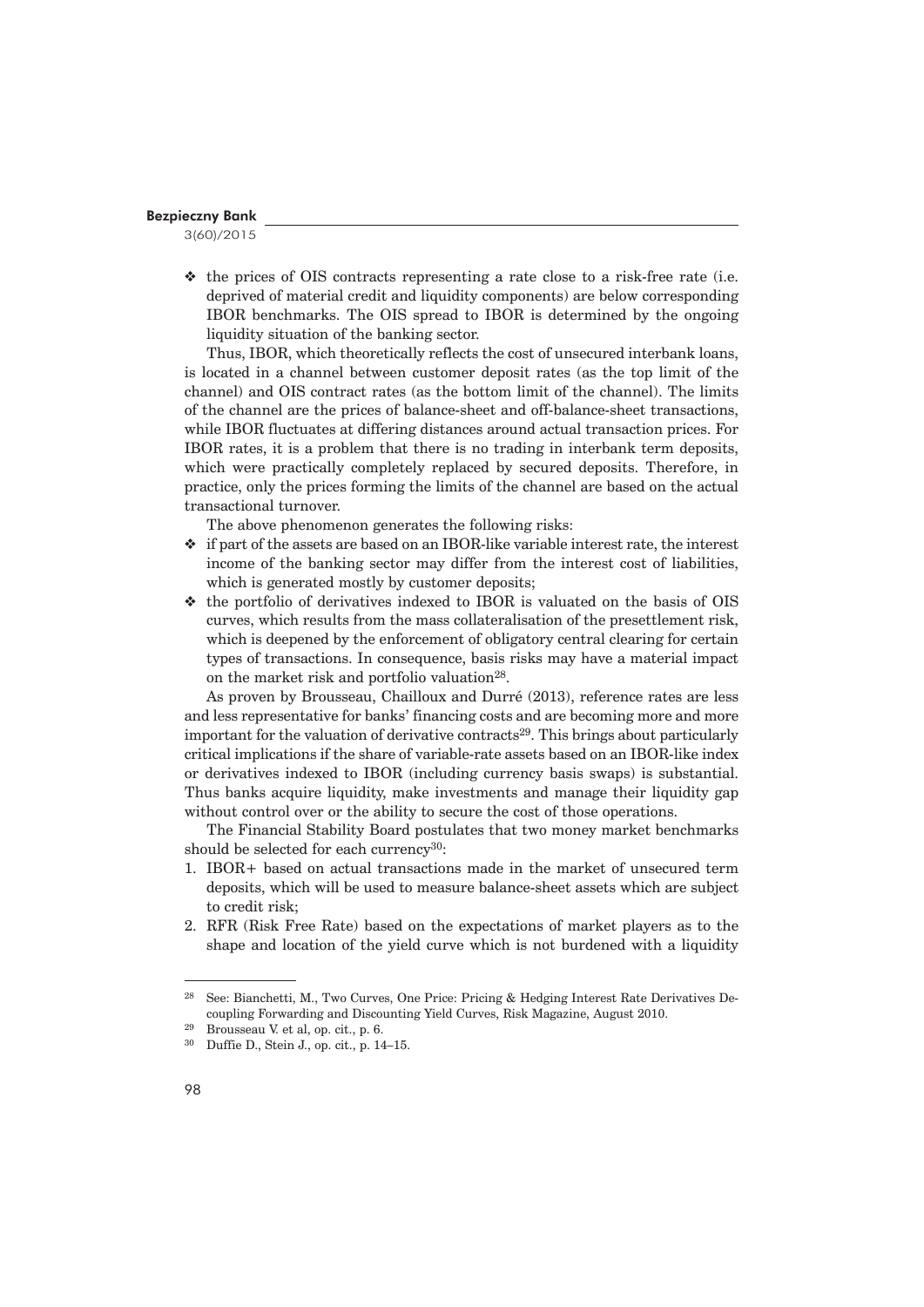- the prices of OIS contracts representing a rate close to a risk-free rate (i.e. deprived of material credit and liquidity components) are below corresponding IBOR benchmarks. The OIS spread to IBOR is determined by the ongoing liquidity situation of the banking sector.

Thus, IBOR, which theoretically reflects the cost of unsecured interbank loans, is located in a channel between customer deposit rates (as the top limit of the channel) and OIS contract rates (as the bottom limit of the channel). The limits of the channel are the prices of balance-sheet and off-balance-sheet transactions, while IBOR fluctuates at differing distances around actual transaction prices. For IBOR rates, it is a problem that there is no trading in interbank term deposits, which were practically completely replaced by secured deposits. Therefore, in practice, only the prices forming the limits of the channel are based on the actual transactional turnover.

The above phenomenon generates the following risks:

- if part of the assets are based on an IBOR-like variable interest rate, the interest income of the banking sector may differ from the interest cost of liabilities, which is generated mostly by customer deposits;
- the portfolio of derivatives indexed to IBOR is valuated on the basis of OIS curves, which results from the mass collateralisation of the presettlement risk, which is deepened by the enforcement of obligatory central clearing for certain types of transactions. In consequence, basis risks may have a material impact on the market risk and portfolio valuation[28].

As proven by Brousseau, Chailloux and Durré (2013), reference rates are less and less representative for banks' financing costs and are becoming more and more important for the valuation of derivative contracts[29]. This brings about particularly critical implications if the share of variable-rate assets based on an IBOR-like index or derivatives indexed to IBOR (including currency basis swaps) is substantial. Thus banks acquire liquidity, make investments and manage their liquidity gap without control over or the ability to secure the cost of those operations.

The Financial Stability Board postulates that two money market benchmarks should be selected for each currency[30]:

1. IBOR+ based on actual transactions made in the market of unsecured term deposits, which will be used to measure balance-sheet assets which are subject to credit risk;
2. RFR (Risk Free Rate) based on the expectations of market players as to the shape and location of the yield curve which is not burdened with a liquidity

---

[28] See: Bianchetti, M., Two Curves, One Price: Pricing & Hedging Interest Rate Derivatives Decoupling Forwarding and Discounting Yield Curves, Risk Magazine, August 2010.

[29] Brousseau V. et al, op. cit., p. 6.

[30] Duffie D., Stein J., op. cit., p. 14–15.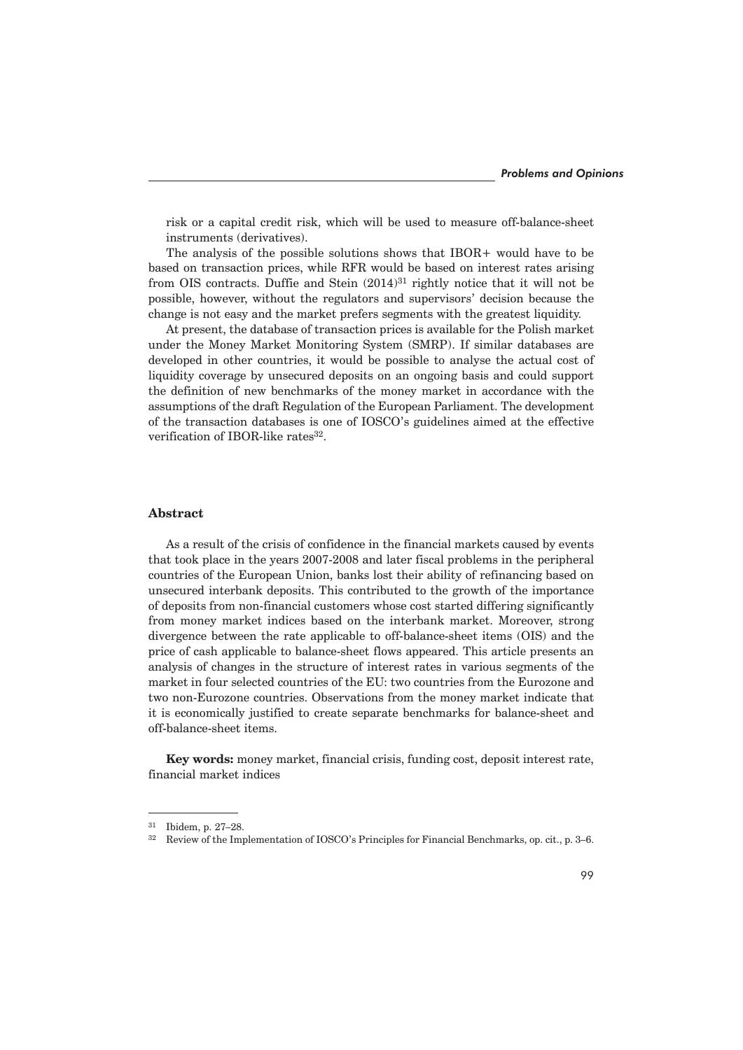risk or a capital credit risk, which will be used to measure off-balance-sheet instruments (derivatives).

The analysis of the possible solutions shows that IBOR+ would have to be based on transaction prices, while RFR would be based on interest rates arising from OIS contracts. Duffie and Stein (2014)[31] rightly notice that it will not be possible, however, without the regulators and supervisors' decision because the change is not easy and the market prefers segments with the greatest liquidity.

At present, the database of transaction prices is available for the Polish market under the Money Market Monitoring System (SMRP). If similar databases are developed in other countries, it would be possible to analyse the actual cost of liquidity coverage by unsecured deposits on an ongoing basis and could support the definition of new benchmarks of the money market in accordance with the assumptions of the draft Regulation of the European Parliament. The development of the transaction databases is one of IOSCO's guidelines aimed at the effective verification of IBOR-like rates[32].

## Abstract

As a result of the crisis of confidence in the financial markets caused by events that took place in the years 2007-2008 and later fiscal problems in the peripheral countries of the European Union, banks lost their ability of refinancing based on unsecured interbank deposits. This contributed to the growth of the importance of deposits from non-financial customers whose cost started differing significantly from money market indices based on the interbank market. Moreover, strong divergence between the rate applicable to off-balance-sheet items (OIS) and the price of cash applicable to balance-sheet flows appeared. This article presents an analysis of changes in the structure of interest rates in various segments of the market in four selected countries of the EU: two countries from the Eurozone and two non-Eurozone countries. Observations from the money market indicate that it is economically justified to create separate benchmarks for balance-sheet and off-balance-sheet items.

**Key words:** money market, financial crisis, funding cost, deposit interest rate, financial market indices

---

[31] Ibidem, p. 27–28.

[32] Review of the Implementation of IOSCO's Principles for Financial Benchmarks, op. cit., p. 3–6.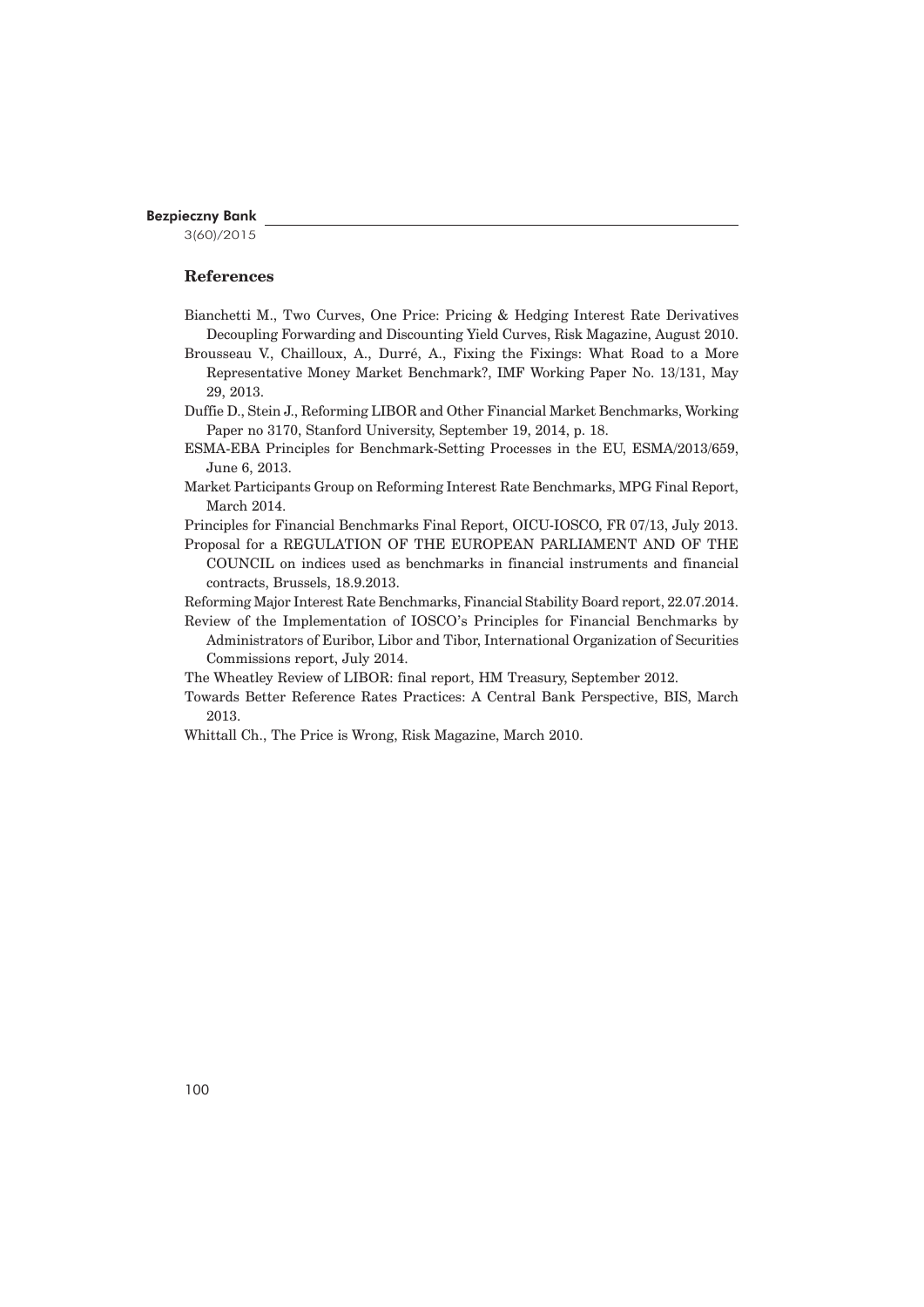## References

Bianchetti M., Two Curves, One Price: Pricing & Hedging Interest Rate Derivatives Decoupling Forwarding and Discounting Yield Curves, Risk Magazine, August 2010.

Brousseau V., Chailloux, A., Durré, A., Fixing the Fixings: What Road to a More Representative Money Market Benchmark?, IMF Working Paper No. 13/131, May 29, 2013.

Duffie D., Stein J., Reforming LIBOR and Other Financial Market Benchmarks, Working Paper no 3170, Stanford University, September 19, 2014, p. 18.

ESMA-EBA Principles for Benchmark-Setting Processes in the EU, ESMA/2013/659, June 6, 2013.

Market Participants Group on Reforming Interest Rate Benchmarks, MPG Final Report, March 2014.

Principles for Financial Benchmarks Final Report, OICU-IOSCO, FR 07/13, July 2013.

Proposal for a REGULATION OF THE EUROPEAN PARLIAMENT AND OF THE COUNCIL on indices used as benchmarks in financial instruments and financial contracts, Brussels, 18.9.2013.

Reforming Major Interest Rate Benchmarks, Financial Stability Board report, 22.07.2014.

Review of the Implementation of IOSCO's Principles for Financial Benchmarks by Administrators of Euribor, Libor and Tibor, International Organization of Securities Commissions report, July 2014.

The Wheatley Review of LIBOR: final report, HM Treasury, September 2012.

Towards Better Reference Rates Practices: A Central Bank Perspective, BIS, March 2013.

Whittall Ch., The Price is Wrong, Risk Magazine, March 2010.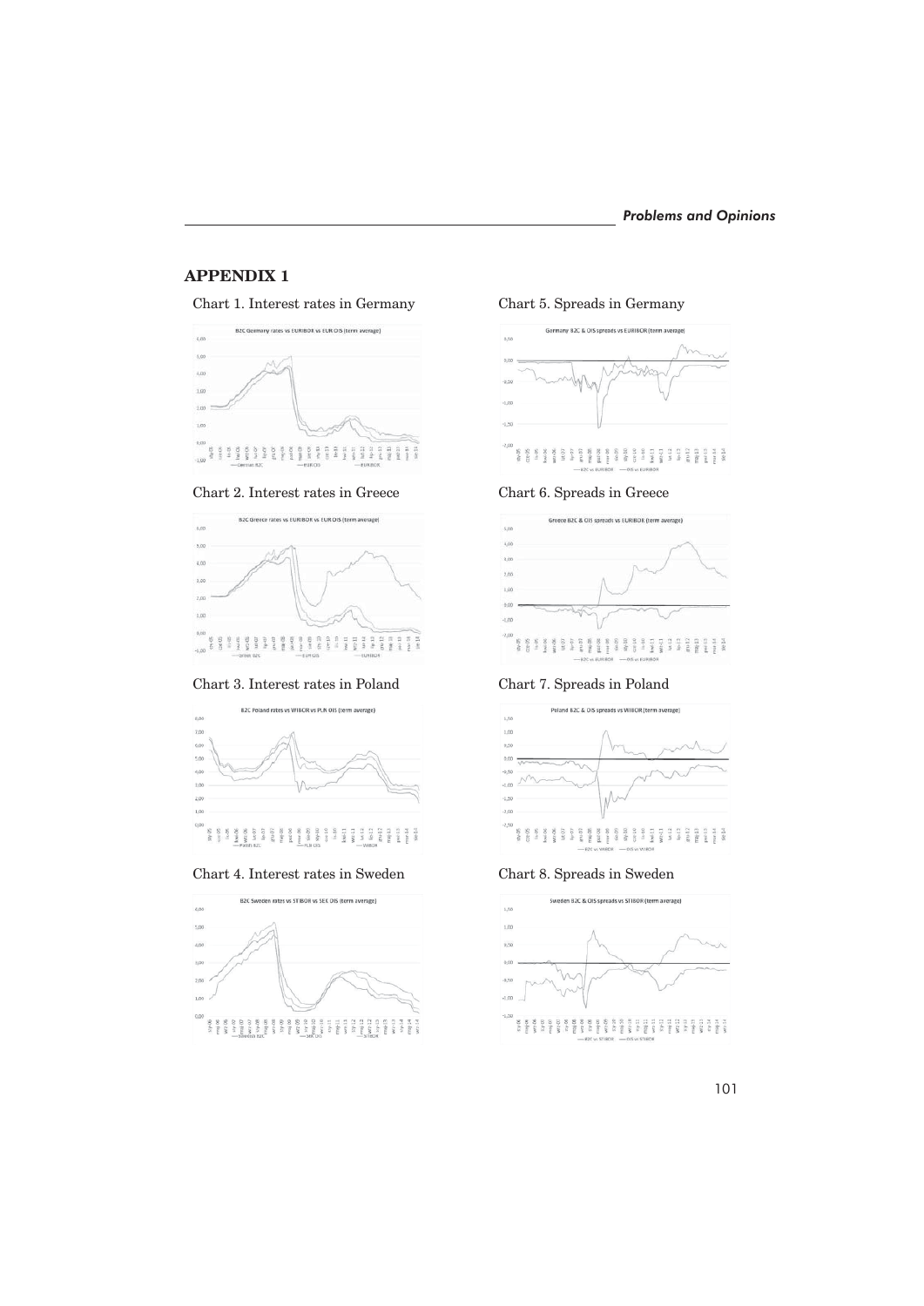## APPENDIX 1

Chart 1. Interest rates in Germany

B2C Germany rates vs EURIBOR vs EUR OIS (term average)

Chart 2. Interest rates in Greece

B2C Greece rates vs EURIBOR vs EUR OIS (term average)

Chart 3. Interest rates in Poland

B2C Poland rates vs WIBOR vs PLN OIS (term average)

Chart 4. Interest rates in Sweden

B2C Sweden rates vs STIBOR vs SEK OIS (term average)

Chart 5. Spreads in Germany

Germany B2C & OIS spreads vs EURIBOR (term average)

Chart 6. Spreads in Greece

Greece B2C & OIS spreads vs EURIBOR (term average)

Chart 7. Spreads in Poland

Poland B2C & OIS spreads vs WIBOR (term average)

Chart 8. Spreads in Sweden

Sweden B2C & OIS spreads vs STIBOR (term average)